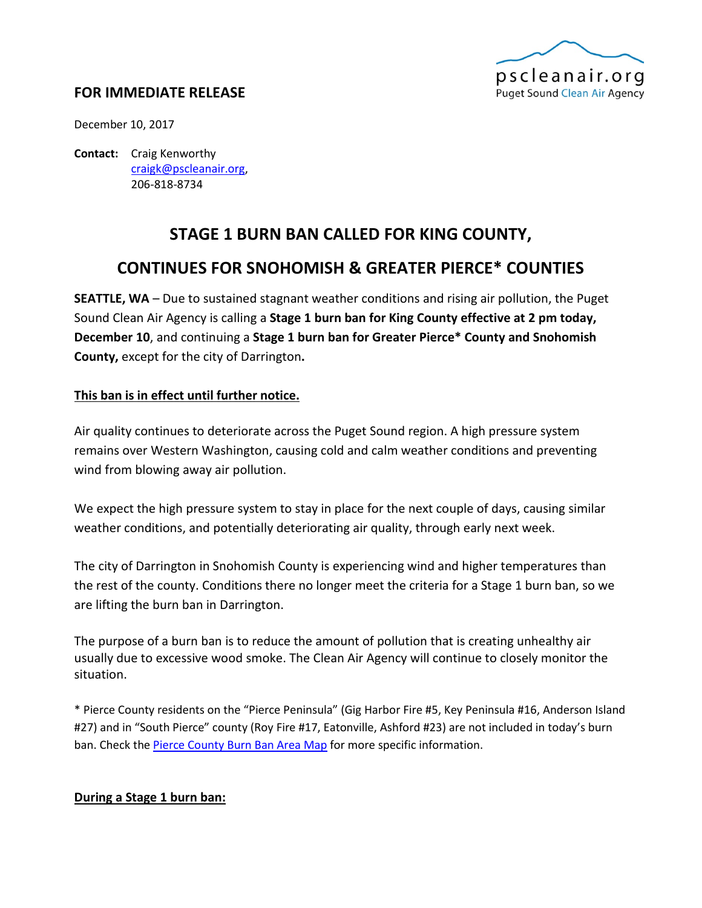pscleanair.org
Puget Sound Clean Air Agency

**FOR IMMEDIATE RELEASE**

December 10, 2017

**Contact:** Craig Kenworthy
craigk@pscleanair.org,
206-818-8734

# STAGE 1 BURN BAN CALLED FOR KING COUNTY, CONTINUES FOR SNOHOMISH & GREATER PIERCE* COUNTIES

**SEATTLE, WA** – Due to sustained stagnant weather conditions and rising air pollution, the Puget Sound Clean Air Agency is calling a **Stage 1 burn ban for King County effective at 2 pm today, December 10**, and continuing a **Stage 1 burn ban for Greater Pierce* County and Snohomish County,** except for the city of Darrington**.**

**This ban is in effect until further notice.**

Air quality continues to deteriorate across the Puget Sound region. A high pressure system remains over Western Washington, causing cold and calm weather conditions and preventing wind from blowing away air pollution.

We expect the high pressure system to stay in place for the next couple of days, causing similar weather conditions, and potentially deteriorating air quality, through early next week.

The city of Darrington in Snohomish County is experiencing wind and higher temperatures than the rest of the county. Conditions there no longer meet the criteria for a Stage 1 burn ban, so we are lifting the burn ban in Darrington.

The purpose of a burn ban is to reduce the amount of pollution that is creating unhealthy air usually due to excessive wood smoke. The Clean Air Agency will continue to closely monitor the situation.

* Pierce County residents on the "Pierce Peninsula" (Gig Harbor Fire #5, Key Peninsula #16, Anderson Island #27) and in "South Pierce" county (Roy Fire #17, Eatonville, Ashford #23) are not included in today's burn ban. Check the Pierce County Burn Ban Area Map for more specific information.

**During a Stage 1 burn ban:**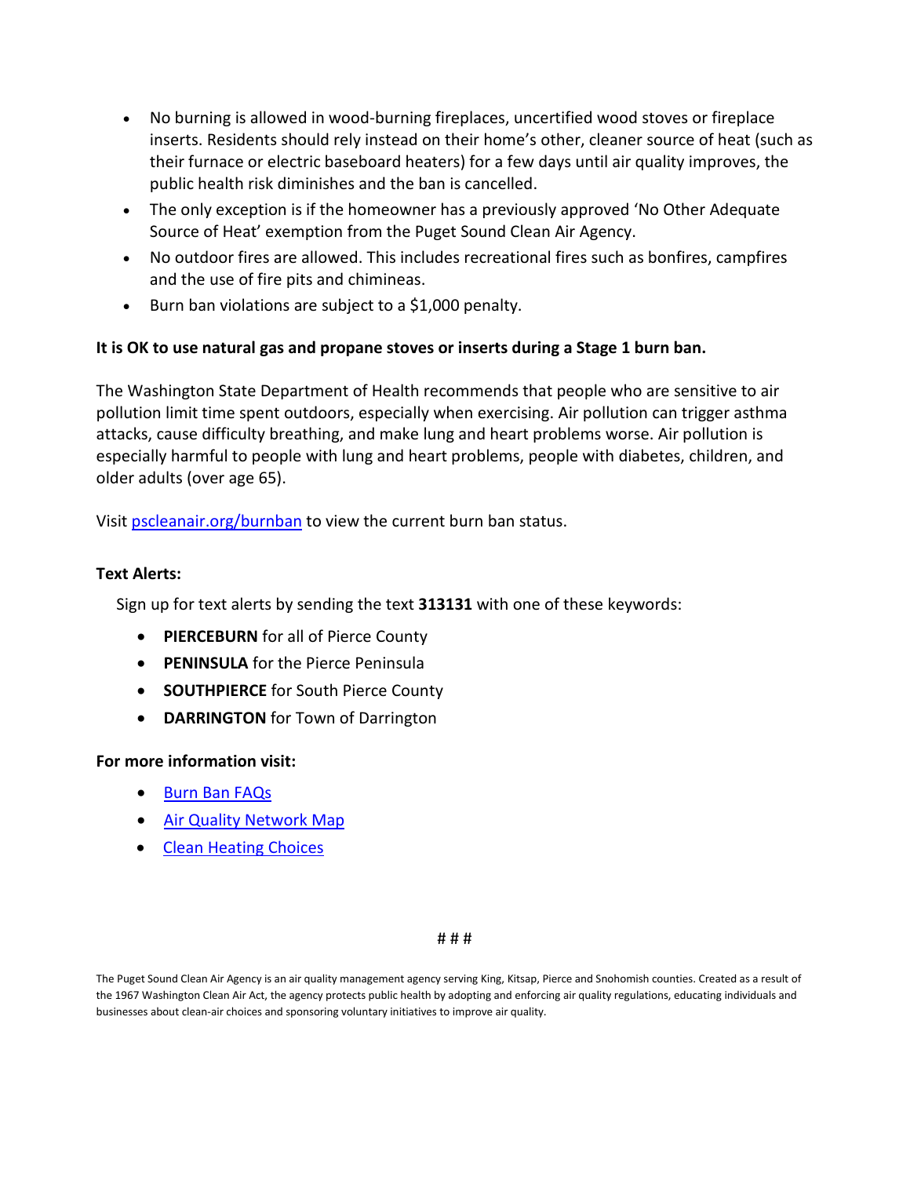- No burning is allowed in wood-burning fireplaces, uncertified wood stoves or fireplace inserts. Residents should rely instead on their home's other, cleaner source of heat (such as their furnace or electric baseboard heaters) for a few days until air quality improves, the public health risk diminishes and the ban is cancelled.
- The only exception is if the homeowner has a previously approved 'No Other Adequate Source of Heat' exemption from the Puget Sound Clean Air Agency.
- No outdoor fires are allowed. This includes recreational fires such as bonfires, campfires and the use of fire pits and chimineas.
- Burn ban violations are subject to a $1,000 penalty.

**It is OK to use natural gas and propane stoves or inserts during a Stage 1 burn ban.**

The Washington State Department of Health recommends that people who are sensitive to air pollution limit time spent outdoors, especially when exercising. Air pollution can trigger asthma attacks, cause difficulty breathing, and make lung and heart problems worse. Air pollution is especially harmful to people with lung and heart problems, people with diabetes, children, and older adults (over age 65).

Visit [pscleanair.org/burnban](pscleanair.org/burnban) to view the current burn ban status.

**Text Alerts:**

Sign up for text alerts by sending the text **313131** with one of these keywords:

- **PIERCEBURN** for all of Pierce County
- **PENINSULA** for the Pierce Peninsula
- **SOUTHPIERCE** for South Pierce County
- **DARRINGTON** for Town of Darrington

**For more information visit:**

- Burn Ban FAQs
- Air Quality Network Map
- Clean Heating Choices

# # #

The Puget Sound Clean Air Agency is an air quality management agency serving King, Kitsap, Pierce and Snohomish counties. Created as a result of the 1967 Washington Clean Air Act, the agency protects public health by adopting and enforcing air quality regulations, educating individuals and businesses about clean-air choices and sponsoring voluntary initiatives to improve air quality.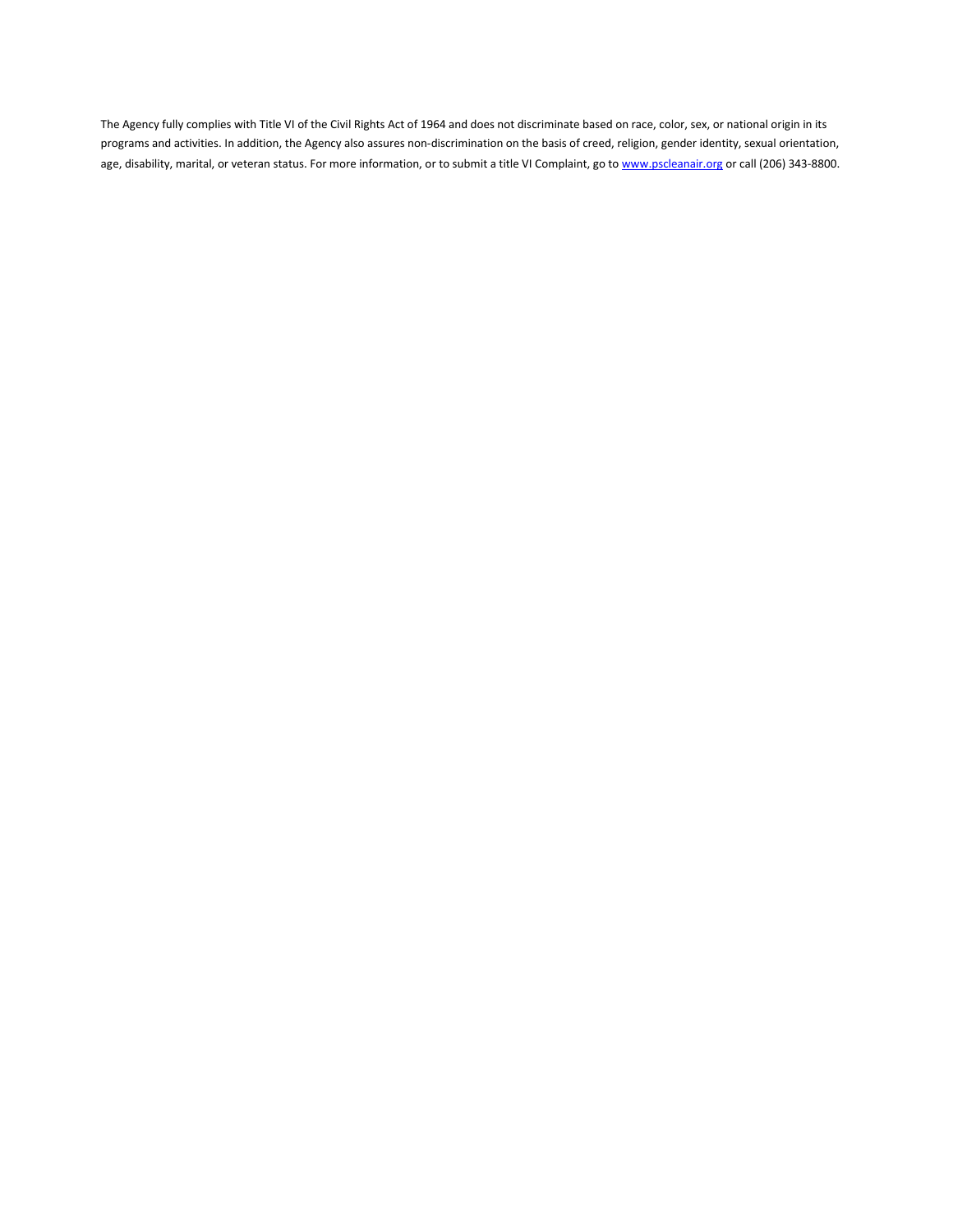The Agency fully complies with Title VI of the Civil Rights Act of 1964 and does not discriminate based on race, color, sex, or national origin in its programs and activities. In addition, the Agency also assures non-discrimination on the basis of creed, religion, gender identity, sexual orientation, age, disability, marital, or veteran status. For more information, or to submit a title VI Complaint, go to [www.pscleanair.org](http://www.pscleanair.org) or call (206) 343-8800.